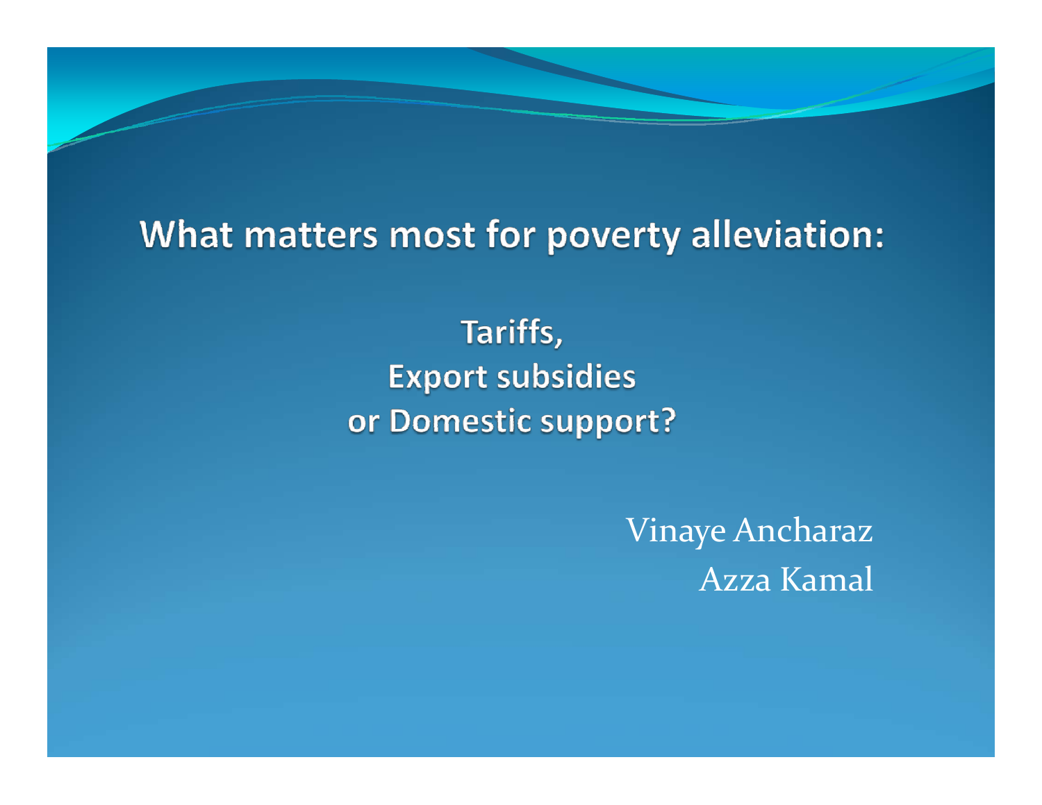# What matters most for poverty alleviation:

## Tariffs, Export subsidies or Domestic support?

Vinaye Ancharaz

Azza Kamal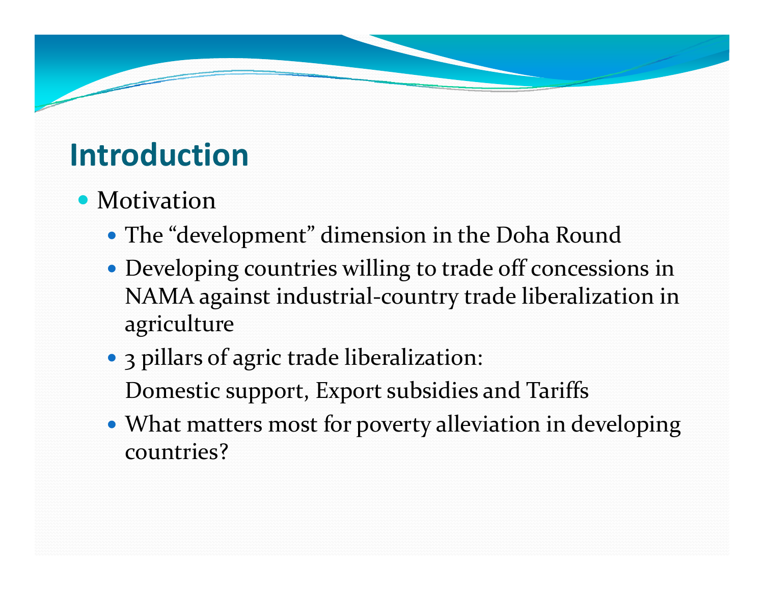# Introduction

- Motivation
  - The "development" dimension in the Doha Round
  - Developing countries willing to trade off concessions in NAMA against industrial-country trade liberalization in agriculture
  - 3 pillars of agric trade liberalization:
    Domestic support, Export subsidies and Tariffs
  - What matters most for poverty alleviation in developing countries?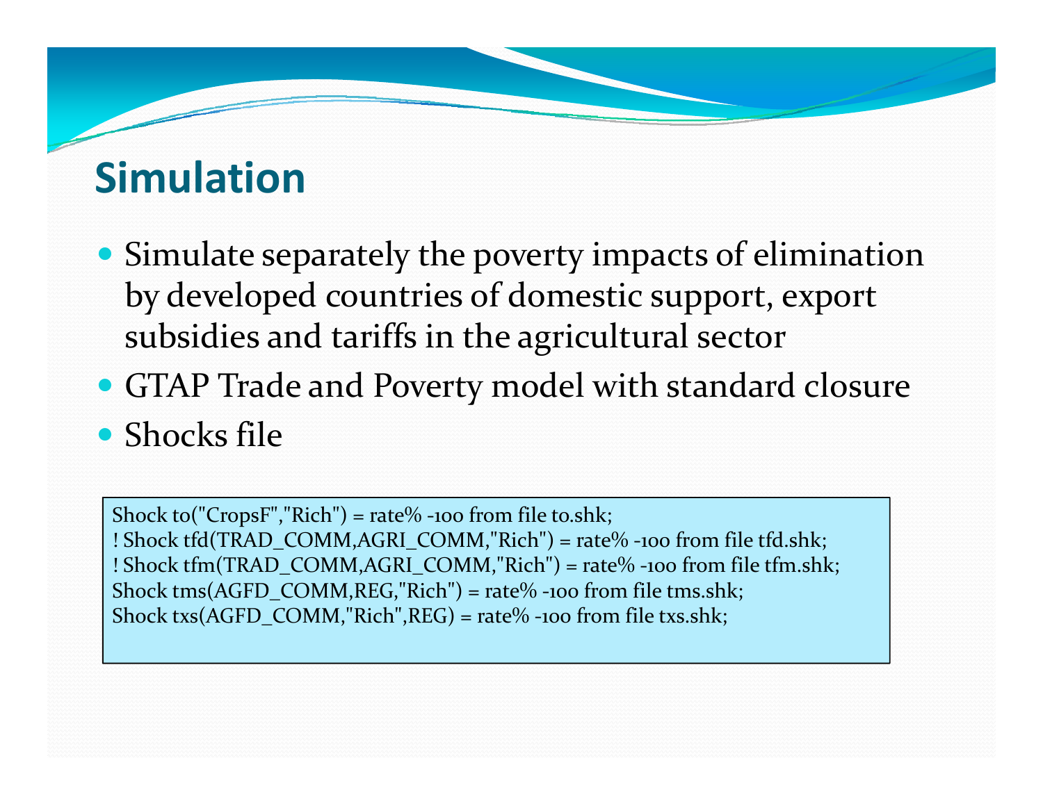# Simulation

- Simulate separately the poverty impacts of elimination by developed countries of domestic support, export subsidies and tariffs in the agricultural sector
- GTAP Trade and Poverty model with standard closure
- Shocks file

```
Shock to("CropsF","Rich") = rate% -100 from file to.shk;
! Shock tfd(TRAD_COMM,AGRI_COMM,"Rich") = rate% -100 from file tfd.shk;
! Shock tfm(TRAD_COMM,AGRI_COMM,"Rich") = rate% -100 from file tfm.shk;
Shock tms(AGFD_COMM,REG,"Rich") = rate% -100 from file tms.shk;
Shock txs(AGFD_COMM,"Rich",REG) = rate% -100 from file txs.shk;
```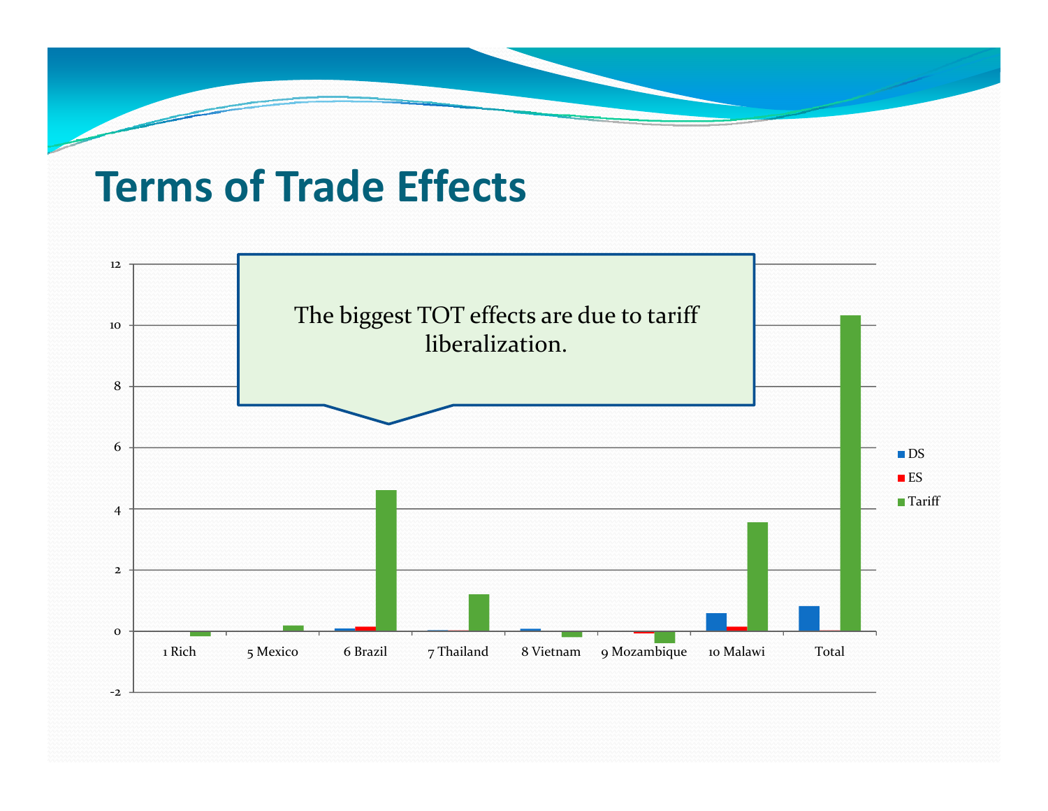# Terms of Trade Effects

The biggest TOT effects are due to tariff liberalization.

12
10
8
6
4
2
0
-2

1 Rich | 5 Mexico | 6 Brazil | 7 Thailand | 8 Vietnam | 9 Mozambique | 10 Malawi | Total

DS
ES
Tariff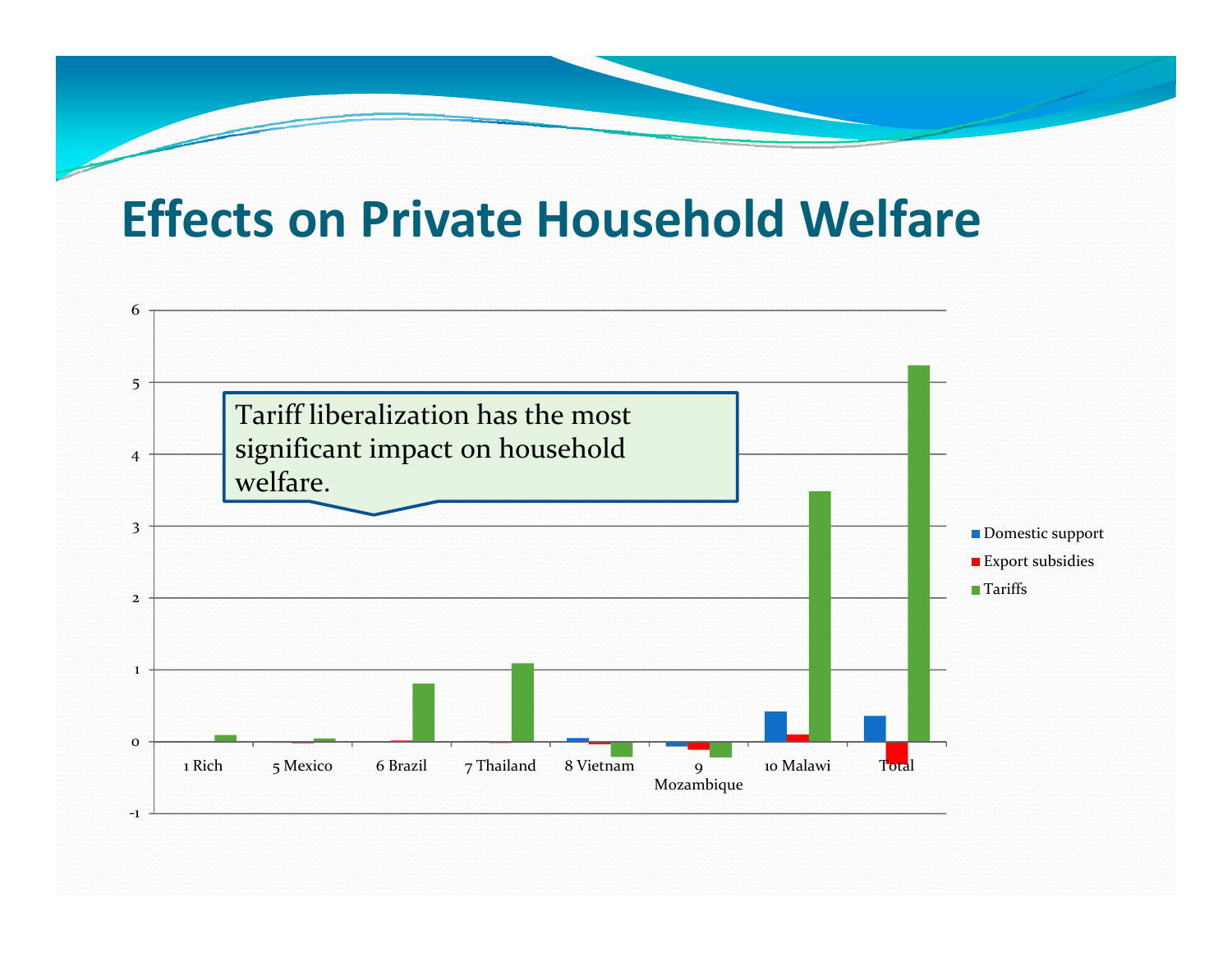# Effects on Private Household Welfare

Tariff liberalization has the most significant impact on household welfare.

6
5
4
3
2
1
0
-1

1 Rich | 5 Mexico | 6 Brazil | 7 Thailand | 8 Vietnam | 9 Mozambique | 10 Malawi | Total

Domestic support
Export subsidies
Tariffs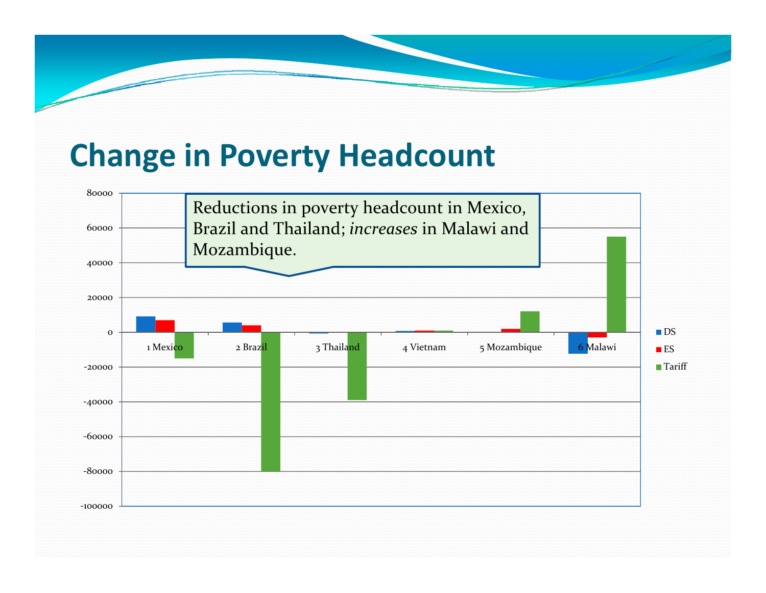# Change in Poverty Headcount

Reductions in poverty headcount in Mexico, Brazil and Thailand; *increases* in Malawi and Mozambique.

80000
60000
40000
20000
0
-20000
-40000
-60000
-80000
-100000

1 Mexico
2 Brazil
3 Thailand
4 Vietnam
5 Mozambique
6 Malawi

DS
ES
Tariff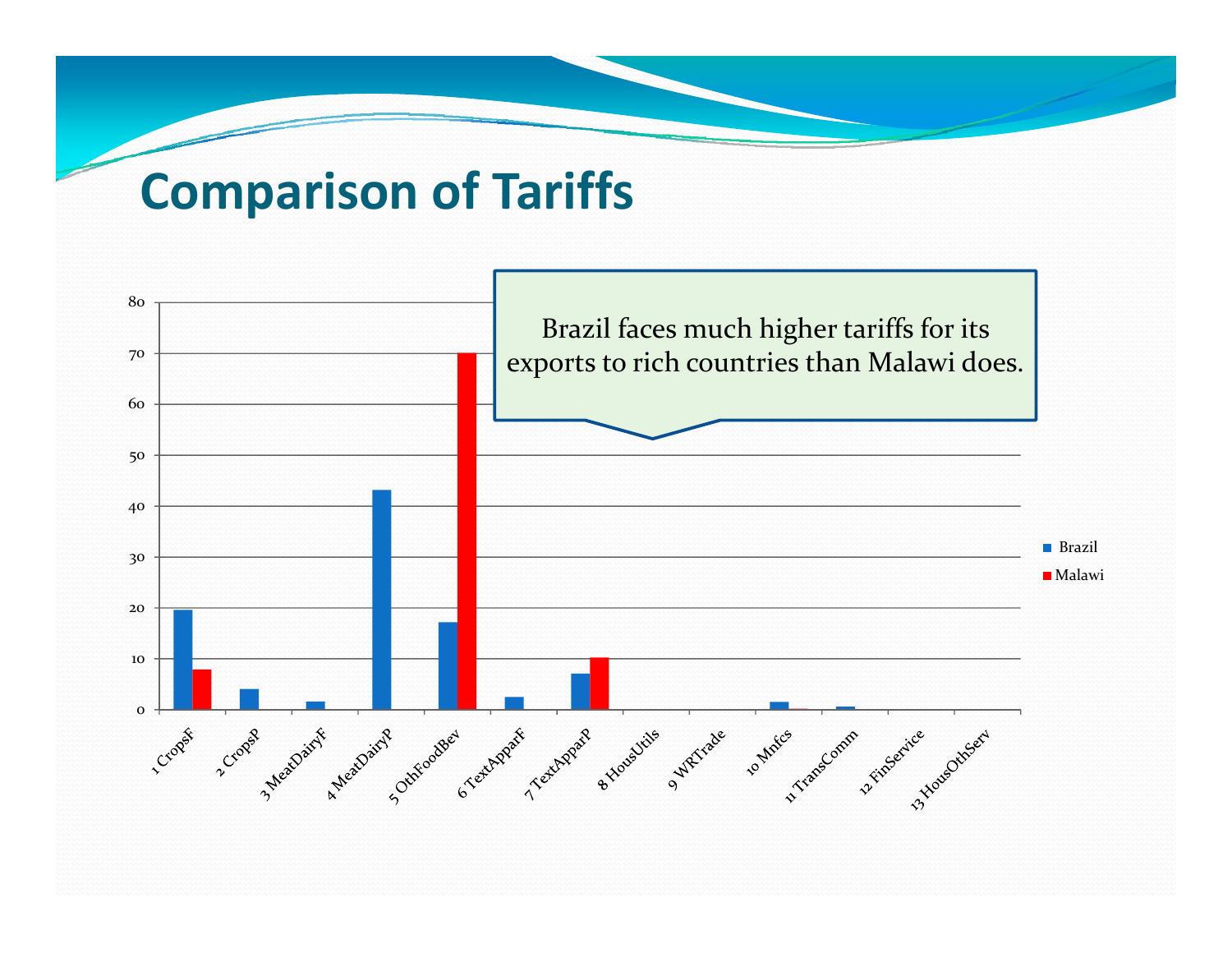# Comparison of Tariffs

Brazil faces much higher tariffs for its exports to rich countries than Malawi does.

| Sector | Brazil | Malawi |
|---|---|---|
| 1 CropsF | 19.7 | 7.9 |
| 2 CropsP | 4.0 | 0 |
| 3 MeatDairyF | 1.5 | 0 |
| 4 MeatDairyP | 43.2 | 0 |
| 5 OthFoodBev | 17.2 | 70 |
| 6 TextApparF | 2.5 | 0 |
| 7 TextApparP | 7.0 | 10.2 |
| 8 HousUtils | 0 | 0 |
| 9 WRTrade | 0 | 0 |
| 10 Mnfcs | 1.5 | 0.2 |
| 11 TransComm | 0.6 | 0 |
| 12 FinService | 0 | 0 |
| 13 HousOthServ | 0 | 0 |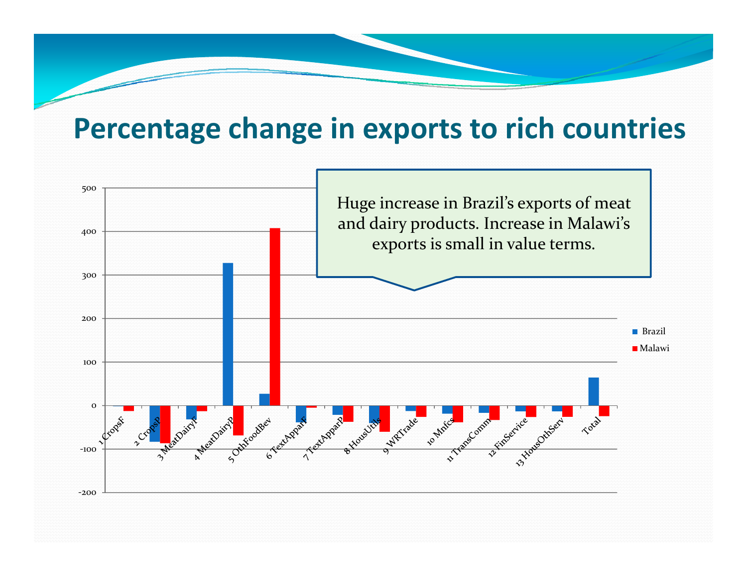# Percentage change in exports to rich countries

Huge increase in Brazil's exports of meat and dairy products. Increase in Malawi's exports is small in value terms.

500
400
300
200
100
0
-100
-200

1 CropsF, 2 CropsP, 3 MeatDairyF, 4 MeatDairyP, 5 OthFoodBev, 6 TextApparF, 7 TextApparP, 8 HousUtils, 9 WRTrade, 10 Mnfcs, 11 TransComm, 12 FinService, 13 HousOthServ, Total

Brazil
Malawi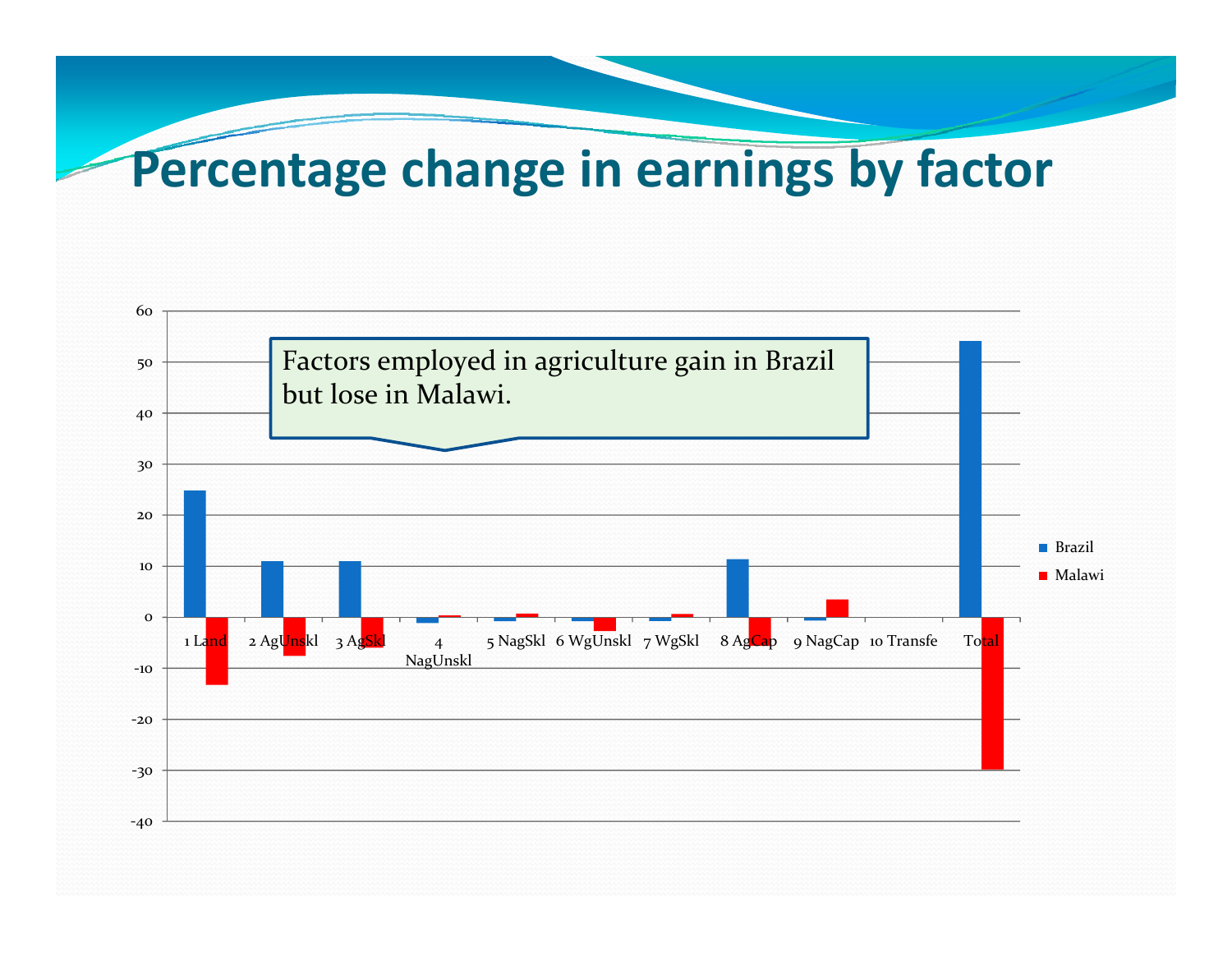# Percentage change in earnings by factor

Factors employed in agriculture gain in Brazil but lose in Malawi.

60
50
40
30
20
10
0
-10
-20
-30
-40

1 Land | 2 AgUnskl | 3 AgSkl | 4 NagUnskl | 5 NagSkl | 6 WgUnskl | 7 WgSkl | 8 AgCap | 9 NagCap | 10 Transfe | Total

Brazil
Malawi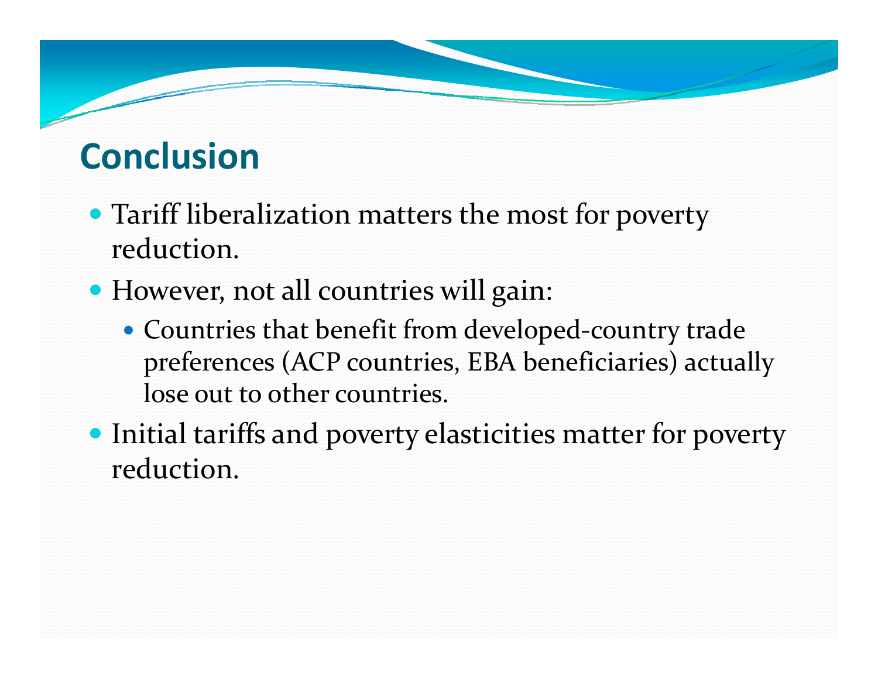## Conclusion

- Tariff liberalization matters the most for poverty reduction.
- However, not all countries will gain:
  - Countries that benefit from developed-country trade preferences (ACP countries, EBA beneficiaries) actually lose out to other countries.
- Initial tariffs and poverty elasticities matter for poverty reduction.